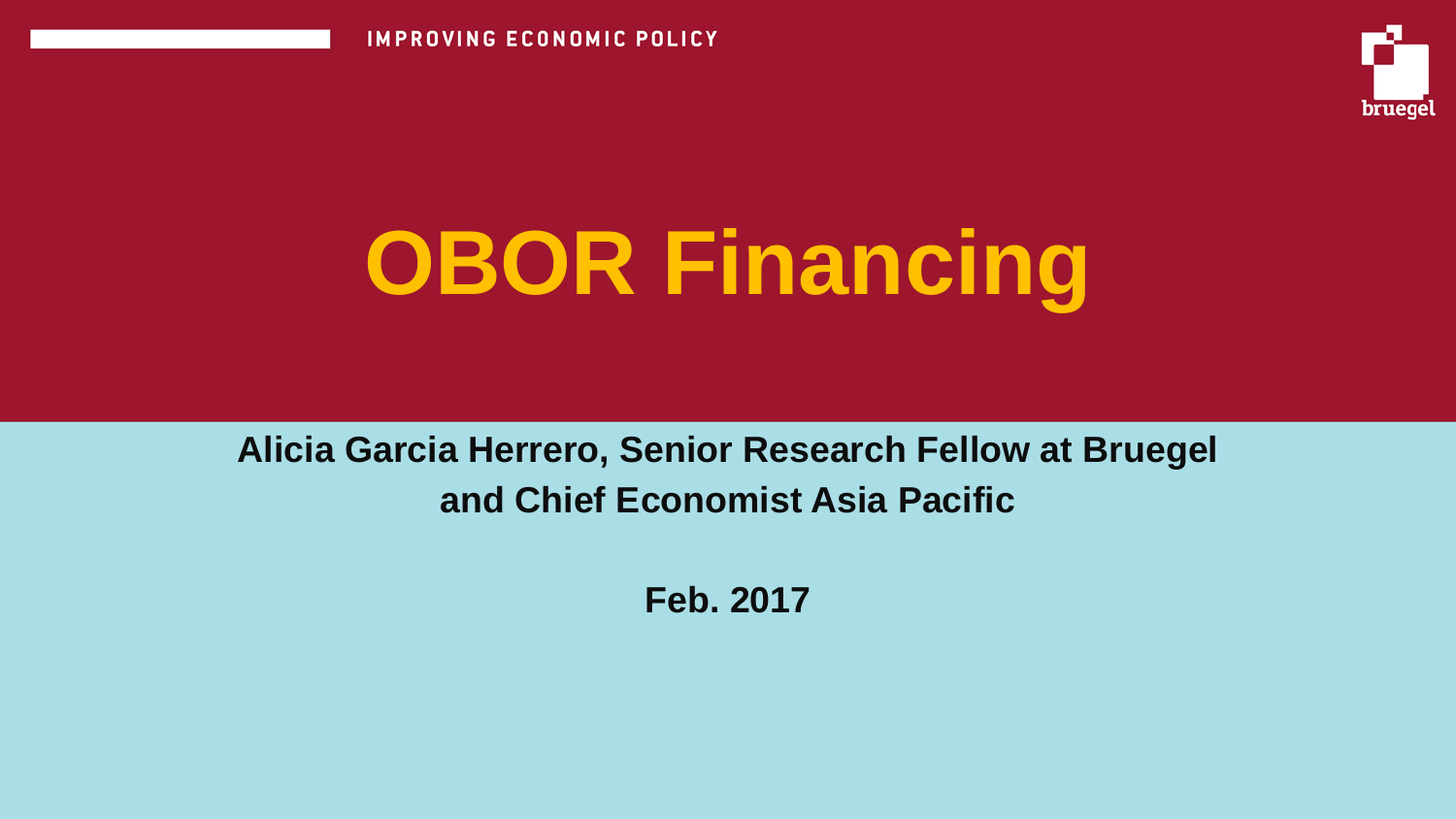IMPROVING ECONOMIC POLICY

# OBOR Financing

**Alicia Garcia Herrero, Senior Research Fellow at Bruegel and Chief Economist Asia Pacific**

**Feb. 2017**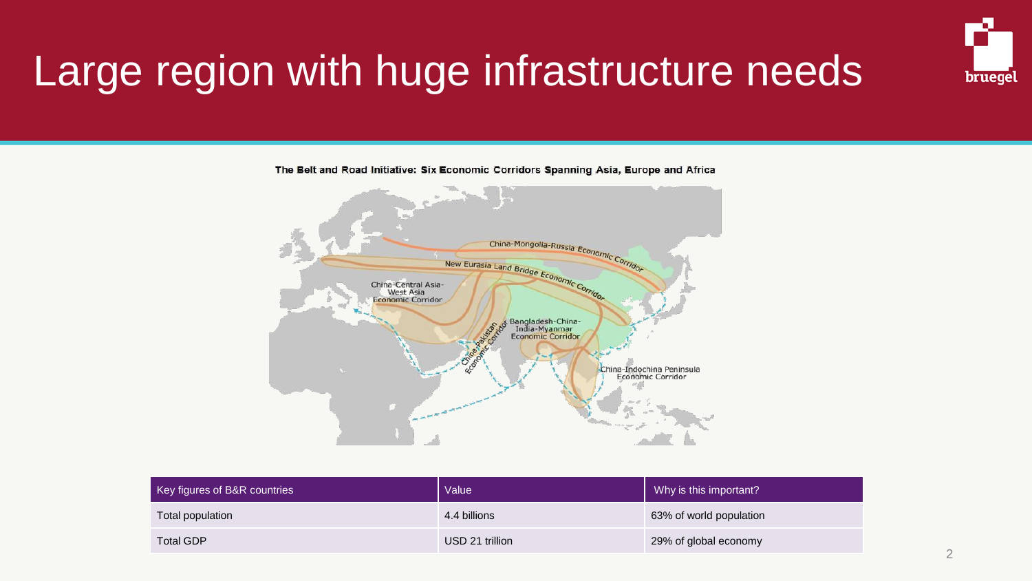# Large region with huge infrastructure needs

The Belt and Road Initiative: Six Economic Corridors Spanning Asia, Europe and Africa

China-Mongolia-Russia Economic Corridor

New Eurasia Land Bridge Economic Corridor

China-Central Asia-West Asia Economic Corridor

China-Pakistan Economic Corridor

Bangladesh-China-India-Myanmar Economic Corridor

China-Indochina Peninsula Economic Corridor

| Key figures of B&R countries | Value | Why is this important? |
|---|---|---|
| Total population | 4.4 billions | 63% of world population |
| Total GDP | USD 21 trillion | 29% of global economy |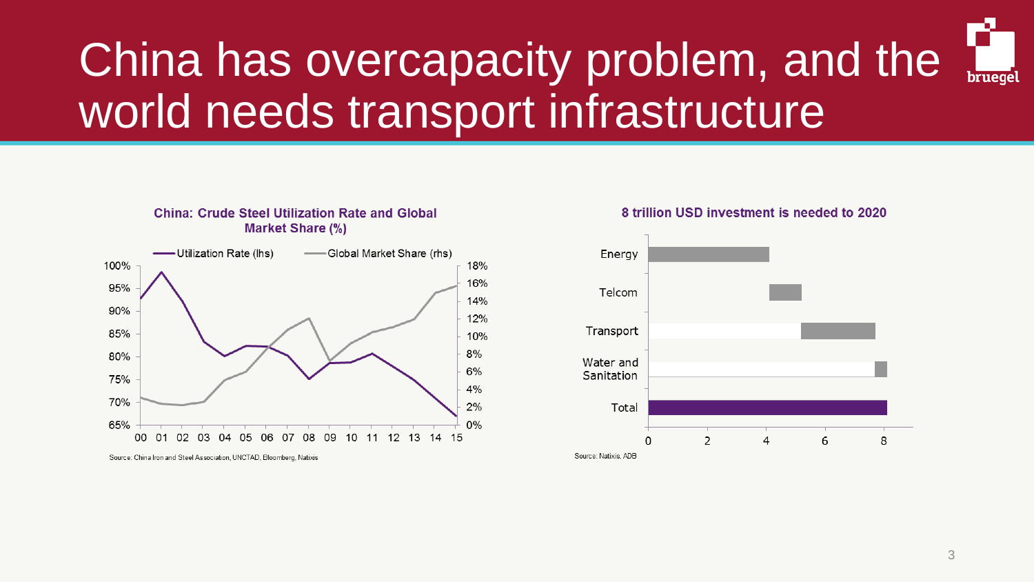# China has overcapacity problem, and the world needs transport infrastructure

**China: Crude Steel Utilization Rate and Global Market Share (%)**

Utilization Rate (lhs) — Global Market Share (rhs)

Source: China Iron and Steel Association, UNCTAD, Bloomberg, Natixis

**8 trillion USD investment is needed to 2020**

Energy, Telcom, Transport, Water and Sanitation, Total

Source: Natixis, ADB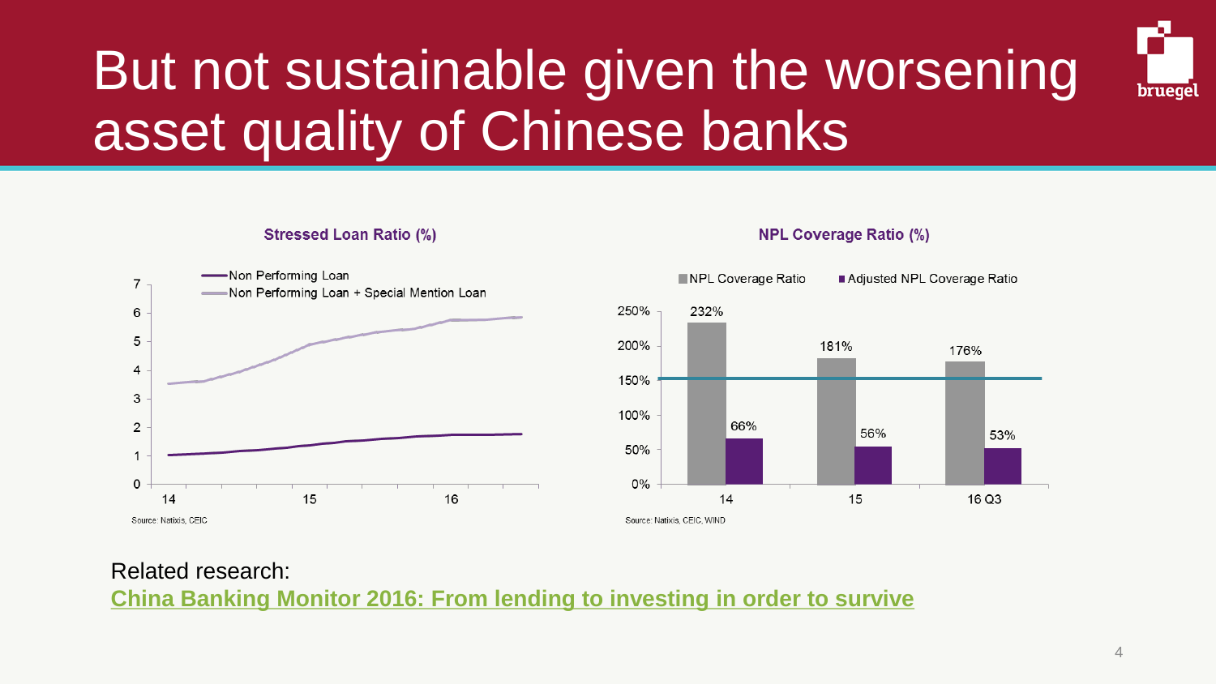# But not sustainable given the worsening asset quality of Chinese banks

**Stressed Loan Ratio (%)**

- Non Performing Loan
- Non Performing Loan + Special Mention Loan

Source: Natixis, CEIC

**NPL Coverage Ratio (%)**

| | NPL Coverage Ratio | Adjusted NPL Coverage Ratio |
|---|---|---|
| 14 | 232% | 66% |
| 15 | 181% | 56% |
| 16 Q3 | 176% | 53% |

Source: Natixis, CEIC, WIND

Related research:
**China Banking Monitor 2016: From lending to investing in order to survive**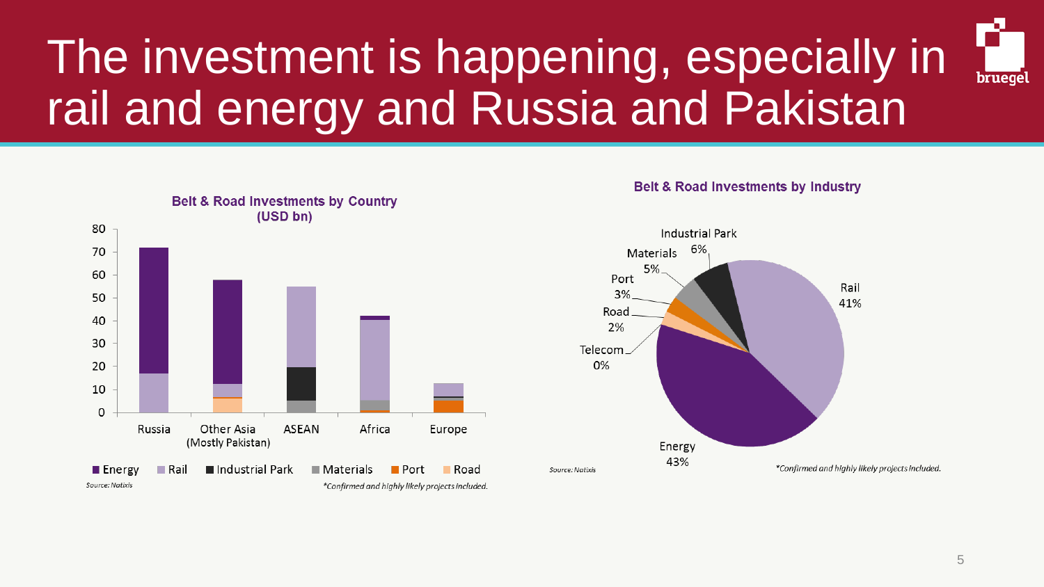# The investment is happening, especially in rail and energy and Russia and Pakistan

**Belt & Road Investments by Country (USD bn)**

Russia, Other Asia (Mostly Pakistan), ASEAN, Africa, Europe

■ Energy ■ Rail ■ Industrial Park ■ Materials ■ Port ■ Road

*Source: Natixis*

*Confirmed and highly likely projects included.

**Belt & Road Investments by Industry**

Industrial Park 6%, Materials 5%, Port 3%, Road 2%, Telecom 0%, Rail 41%, Energy 43%

*Source: Natixis*

*Confirmed and highly likely projects included.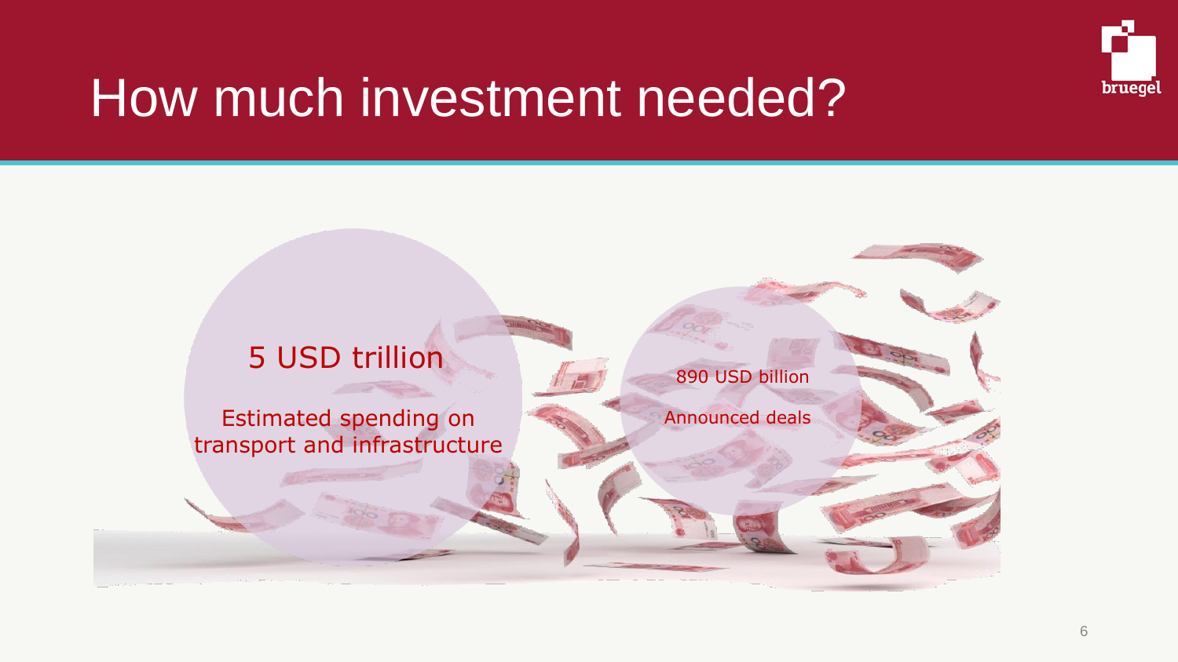# How much investment needed?

5 USD trillion

Estimated spending on transport and infrastructure

890 USD billion

Announced deals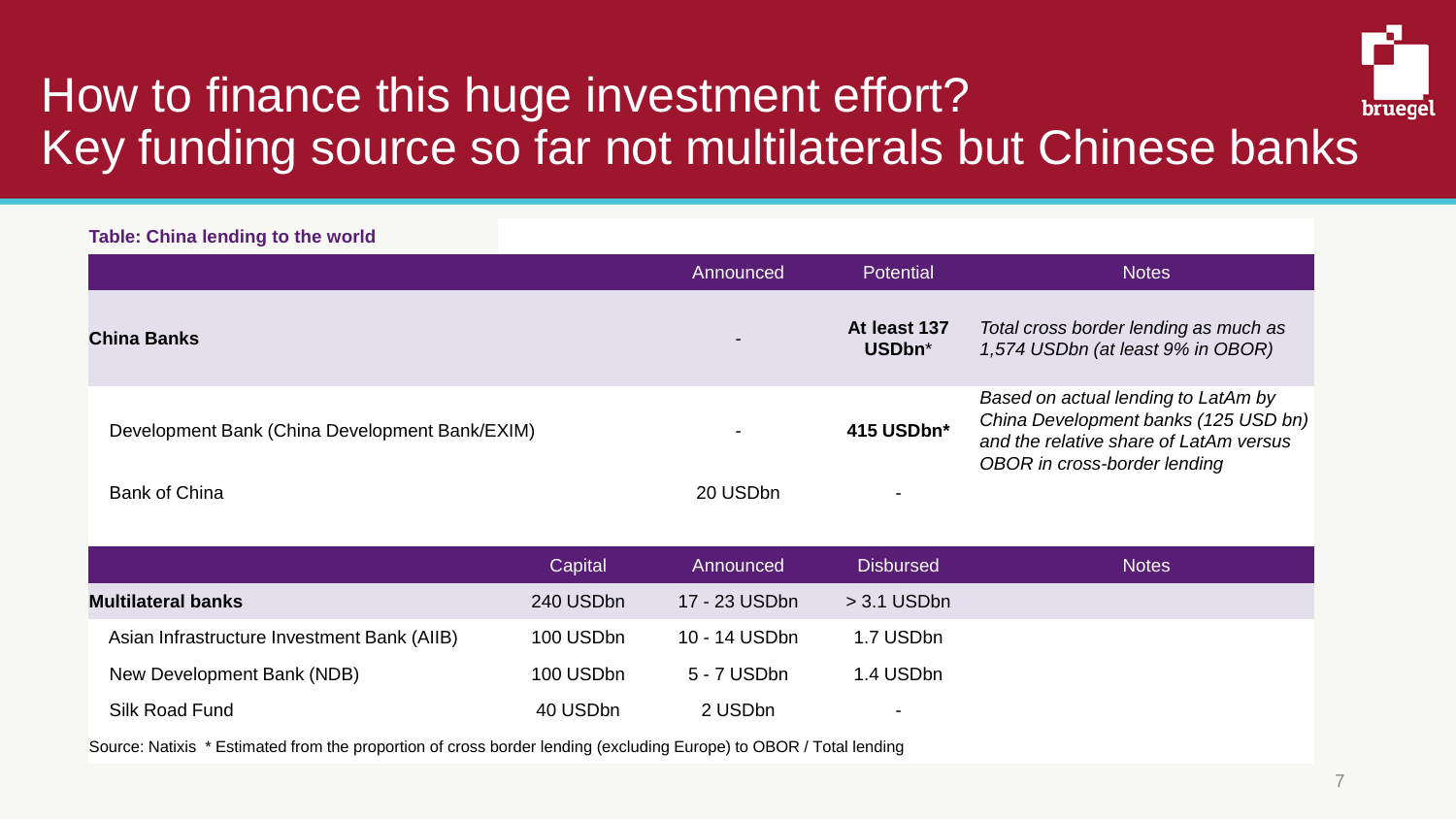# How to finance this huge investment effort? Key funding source so far not multilaterals but Chinese banks

**Table: China lending to the world**

| | Announced | Potential | Notes |
|---|---|---|---|
| **China Banks** | - | **At least 137 USDbn***| *Total cross border lending as much as 1,574 USDbn (at least 9% in OBOR)* |
| Development Bank (China Development Bank/EXIM) | - | **415 USDbn*** | *Based on actual lending to LatAm by China Development banks (125 USD bn) and the relative share of LatAm versus OBOR in cross-border lending* |
| Bank of China | 20 USDbn | - | |

| | Capital | Announced | Disbursed | Notes |
|---|---|---|---|---|
| **Multilateral banks** | 240 USDbn | 17 - 23 USDbn | > 3.1 USDbn | |
| Asian Infrastructure Investment Bank (AIIB) | 100 USDbn | 10 - 14 USDbn | 1.7 USDbn | |
| New Development Bank (NDB) | 100 USDbn | 5 - 7 USDbn | 1.4 USDbn | |
| Silk Road Fund | 40 USDbn | 2 USDbn | - | |

Source: Natixis * Estimated from the proportion of cross border lending (excluding Europe) to OBOR / Total lending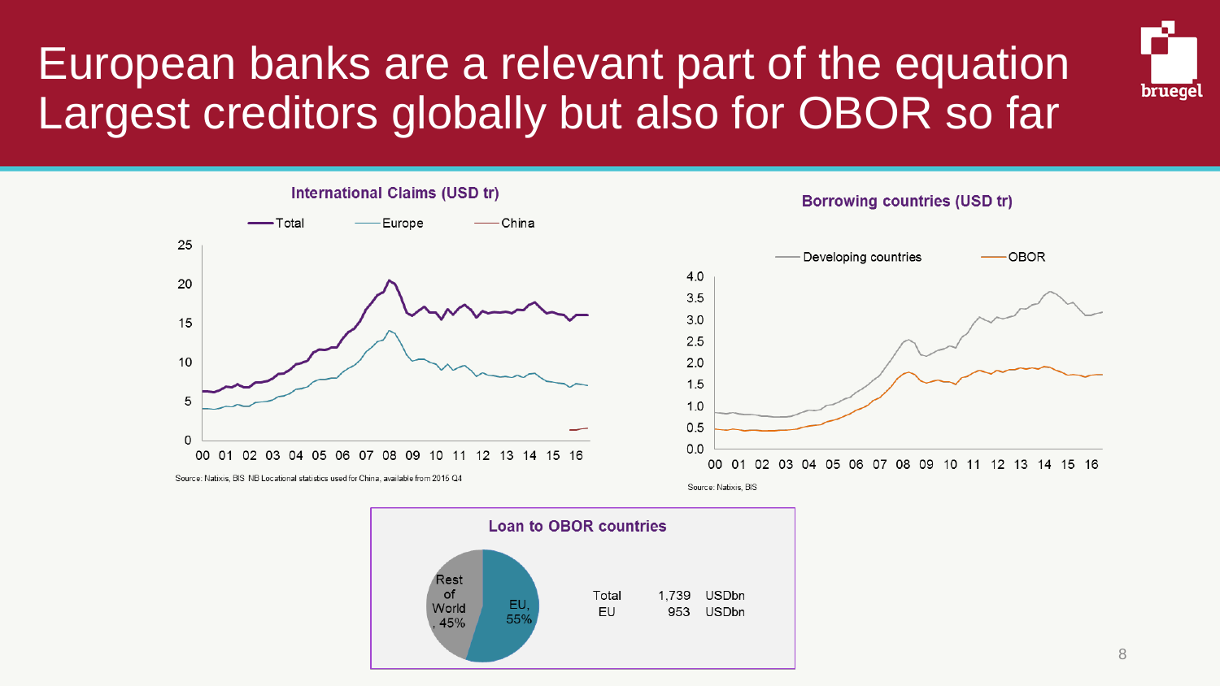# European banks are a relevant part of the equation Largest creditors globally but also for OBOR so far

**International Claims (USD tr)**

Total
Europe
China

25
20
15
10
5
0

00 01 02 03 04 05 06 07 08 09 10 11 12 13 14 15 16

Source: Natixis, BIS NB Locational statistics used for China, available from 2015 Q4

**Borrowing countries (USD tr)**

Developing countries
OBOR

4.0
3.5
3.0
2.5
2.0
1.5
1.0
0.5
0.0

00 01 02 03 04 05 06 07 08 09 10 11 12 13 14 15 16

Source: Natixis, BIS

**Loan to OBOR countries**

Rest of World, 45%
EU, 55%

| | | |
|---|---|---|
| Total | 1,739 | USDbn |
| EU | 953 | USDbn |